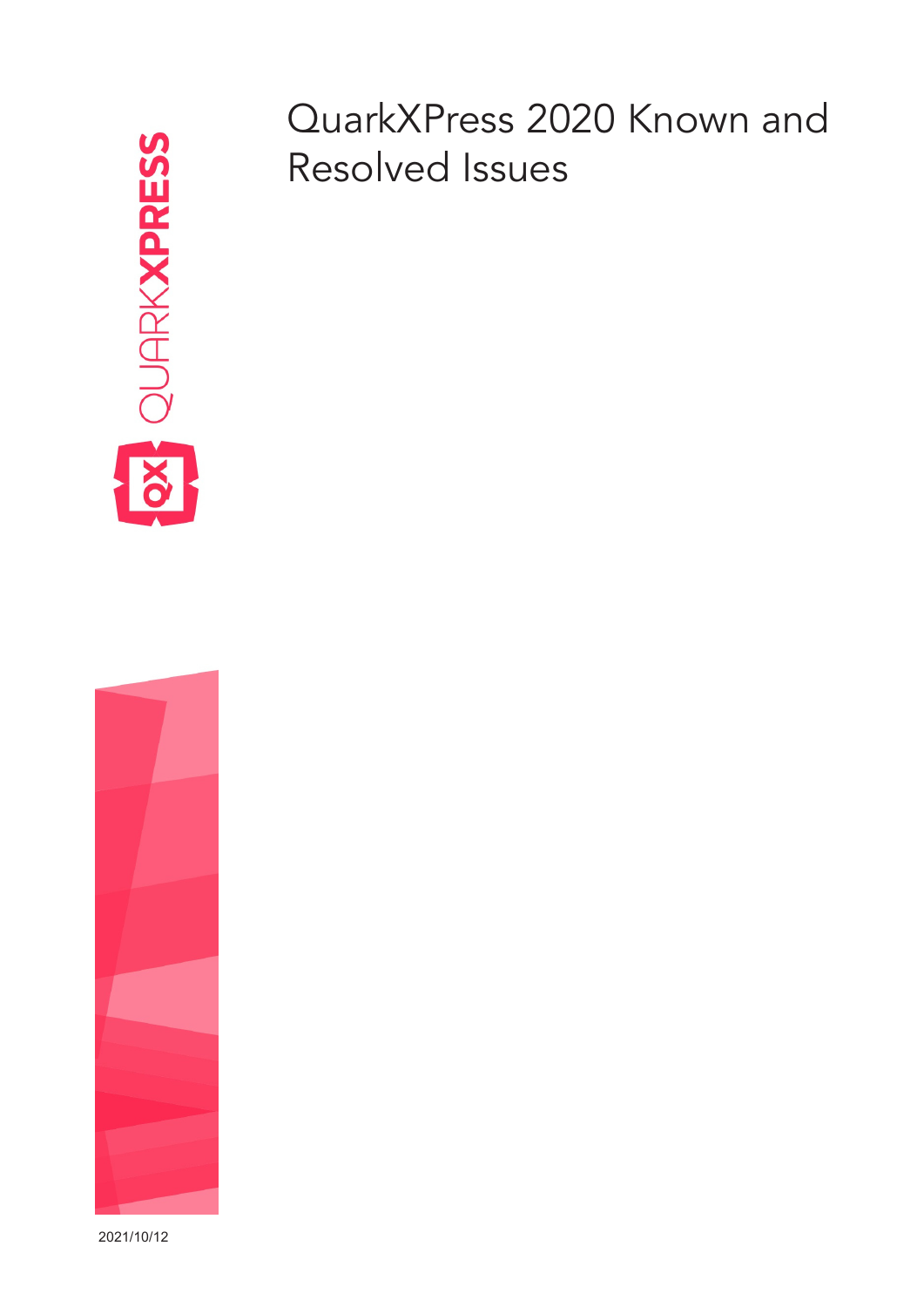# QuarkXPress 2020 Known and Resolved Issues

2021/10/12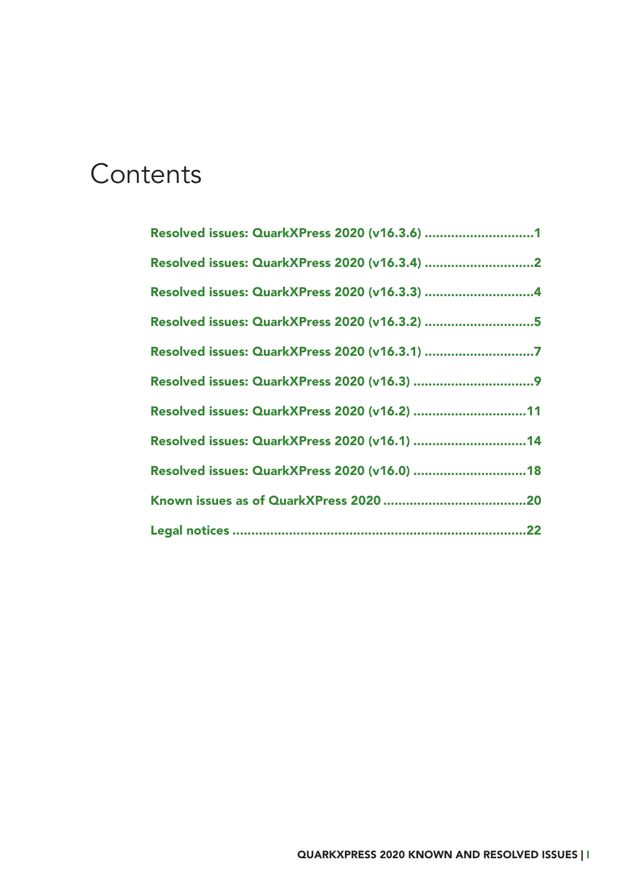# Contents

- Resolved issues: QuarkXPress 2020 (v16.3.6) ............................1
- Resolved issues: QuarkXPress 2020 (v16.3.4) ............................2
- Resolved issues: QuarkXPress 2020 (v16.3.3) ............................4
- Resolved issues: QuarkXPress 2020 (v16.3.2) ............................5
- Resolved issues: QuarkXPress 2020 (v16.3.1) ............................7
- Resolved issues: QuarkXPress 2020 (v16.3) ................................9
- Resolved issues: QuarkXPress 2020 (v16.2) ..............................11
- Resolved issues: QuarkXPress 2020 (v16.1) ..............................14
- Resolved issues: QuarkXPress 2020 (v16.0) ..............................18
- Known issues as of QuarkXPress 2020 ......................................20
- Legal notices ..............................................................................22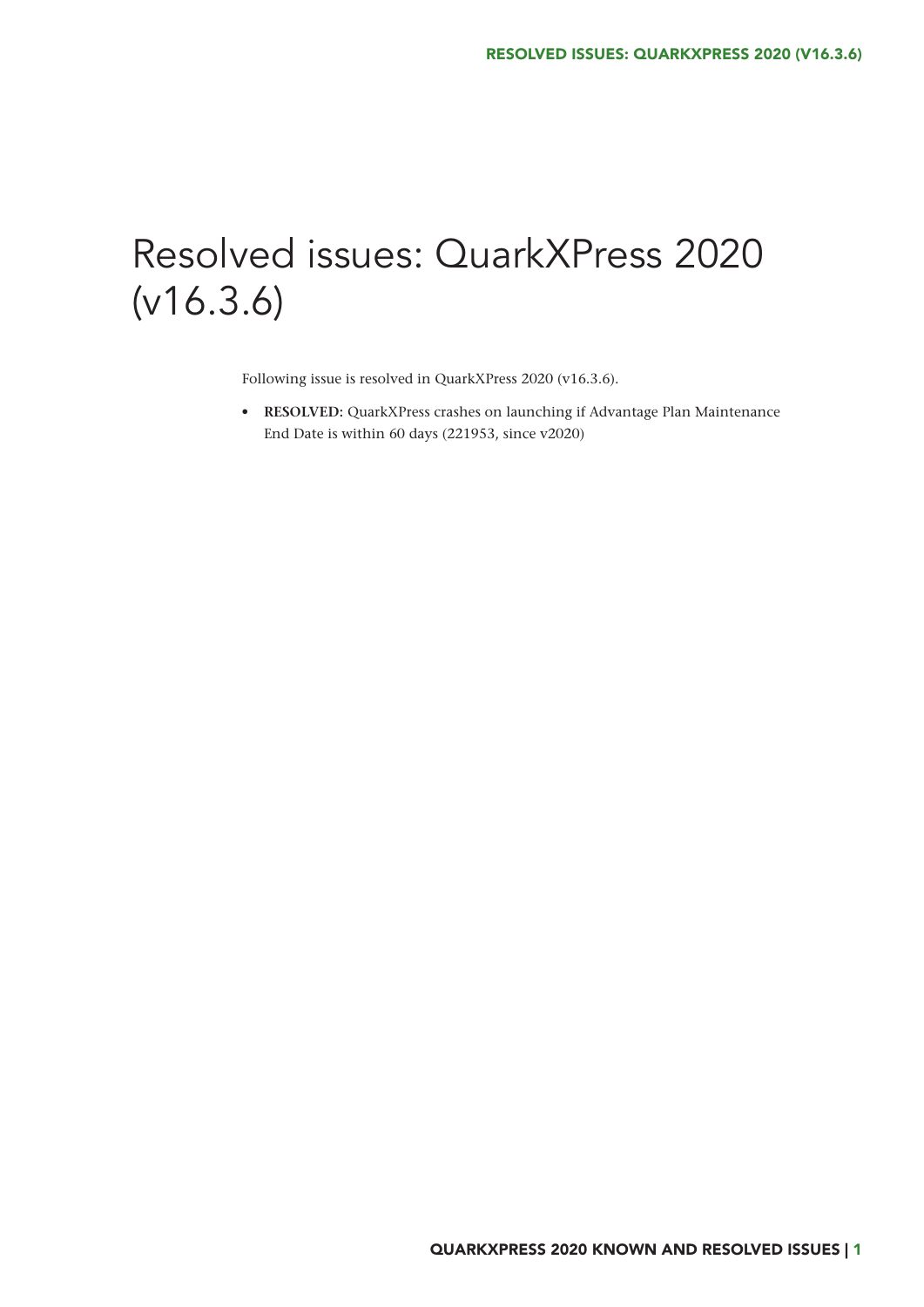# Resolved issues: QuarkXPress 2020 (v16.3.6)

Following issue is resolved in QuarkXPress 2020 (v16.3.6).

- **RESOLVED:** QuarkXPress crashes on launching if Advantage Plan Maintenance End Date is within 60 days (221953, since v2020)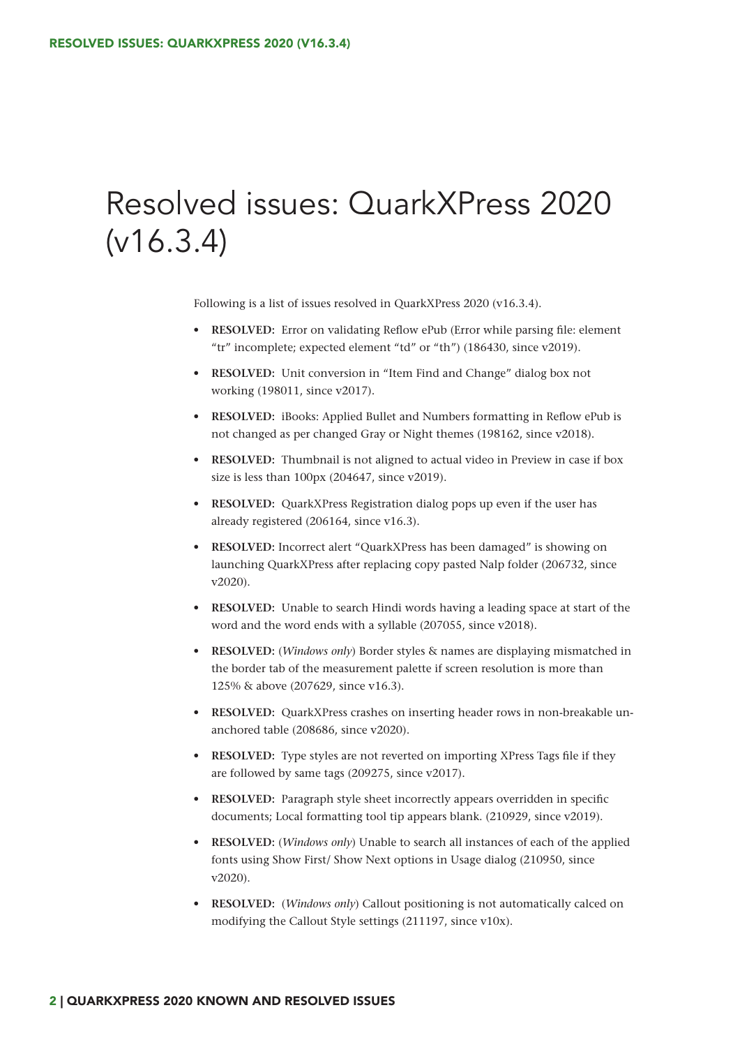# Resolved issues: QuarkXPress 2020 (v16.3.4)

Following is a list of issues resolved in QuarkXPress 2020 (v16.3.4).

- **RESOLVED:** Error on validating Reflow ePub (Error while parsing file: element "tr" incomplete; expected element "td" or "th") (186430, since v2019).
- **RESOLVED:** Unit conversion in "Item Find and Change" dialog box not working (198011, since v2017).
- **RESOLVED:** iBooks: Applied Bullet and Numbers formatting in Reflow ePub is not changed as per changed Gray or Night themes (198162, since v2018).
- **RESOLVED:** Thumbnail is not aligned to actual video in Preview in case if box size is less than 100px (204647, since v2019).
- **RESOLVED:** QuarkXPress Registration dialog pops up even if the user has already registered (206164, since v16.3).
- **RESOLVED:** Incorrect alert "QuarkXPress has been damaged" is showing on launching QuarkXPress after replacing copy pasted Nalp folder (206732, since v2020).
- **RESOLVED:** Unable to search Hindi words having a leading space at start of the word and the word ends with a syllable (207055, since v2018).
- **RESOLVED:** (*Windows only*) Border styles & names are displaying mismatched in the border tab of the measurement palette if screen resolution is more than 125% & above (207629, since v16.3).
- **RESOLVED:** QuarkXPress crashes on inserting header rows in non-breakable un-anchored table (208686, since v2020).
- **RESOLVED:** Type styles are not reverted on importing XPress Tags file if they are followed by same tags (209275, since v2017).
- **RESOLVED:** Paragraph style sheet incorrectly appears overridden in specific documents; Local formatting tool tip appears blank. (210929, since v2019).
- **RESOLVED:** (*Windows only*) Unable to search all instances of each of the applied fonts using Show First/ Show Next options in Usage dialog (210950, since v2020).
- **RESOLVED:** (*Windows only*) Callout positioning is not automatically calced on modifying the Callout Style settings (211197, since v10x).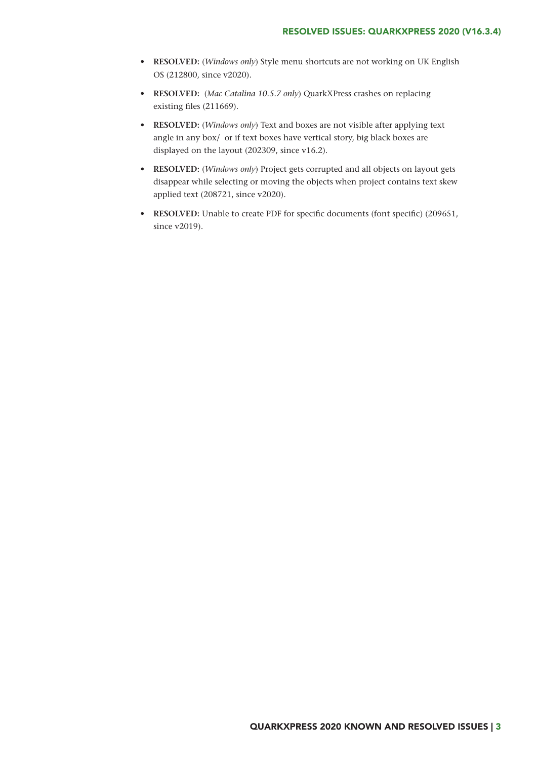- **RESOLVED:** (*Windows only*) Style menu shortcuts are not working on UK English OS (212800, since v2020).
- **RESOLVED:** (*Mac Catalina 10.5.7 only*) QuarkXPress crashes on replacing existing files (211669).
- **RESOLVED:** (*Windows only*) Text and boxes are not visible after applying text angle in any box/ or if text boxes have vertical story, big black boxes are displayed on the layout (202309, since v16.2).
- **RESOLVED:** (*Windows only*) Project gets corrupted and all objects on layout gets disappear while selecting or moving the objects when project contains text skew applied text (208721, since v2020).
- **RESOLVED:** Unable to create PDF for specific documents (font specific) (209651, since v2019).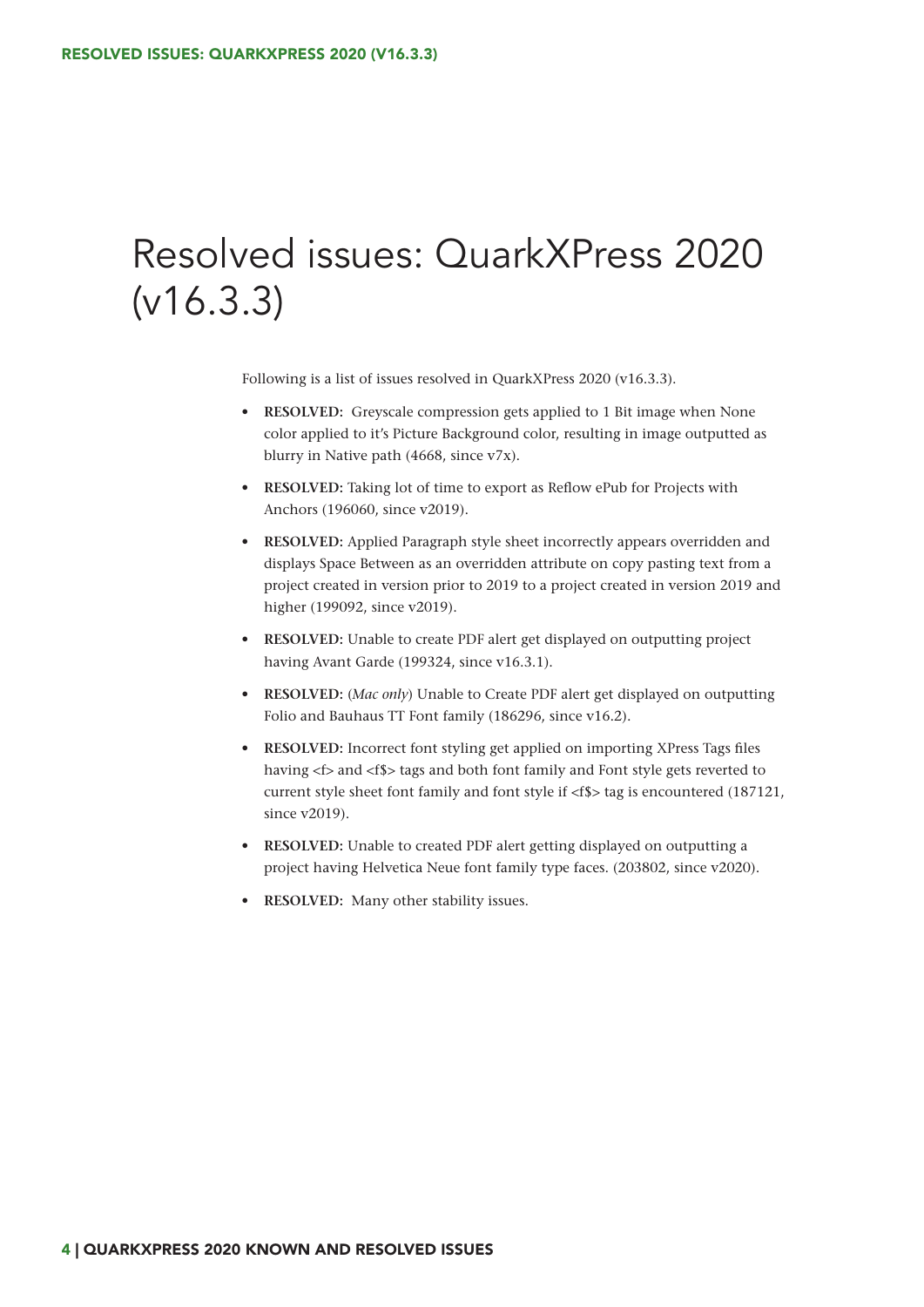# Resolved issues: QuarkXPress 2020 (v16.3.3)

Following is a list of issues resolved in QuarkXPress 2020 (v16.3.3).

- **RESOLVED:** Greyscale compression gets applied to 1 Bit image when None color applied to it's Picture Background color, resulting in image outputted as blurry in Native path (4668, since v7x).
- **RESOLVED:** Taking lot of time to export as Reflow ePub for Projects with Anchors (196060, since v2019).
- **RESOLVED:** Applied Paragraph style sheet incorrectly appears overridden and displays Space Between as an overridden attribute on copy pasting text from a project created in version prior to 2019 to a project created in version 2019 and higher (199092, since v2019).
- **RESOLVED:** Unable to create PDF alert get displayed on outputting project having Avant Garde (199324, since v16.3.1).
- **RESOLVED:** (*Mac only*) Unable to Create PDF alert get displayed on outputting Folio and Bauhaus TT Font family (186296, since v16.2).
- **RESOLVED:** Incorrect font styling get applied on importing XPress Tags files having <f> and <f$> tags and both font family and Font style gets reverted to current style sheet font family and font style if <f$> tag is encountered (187121, since v2019).
- **RESOLVED:** Unable to created PDF alert getting displayed on outputting a project having Helvetica Neue font family type faces. (203802, since v2020).
- **RESOLVED:** Many other stability issues.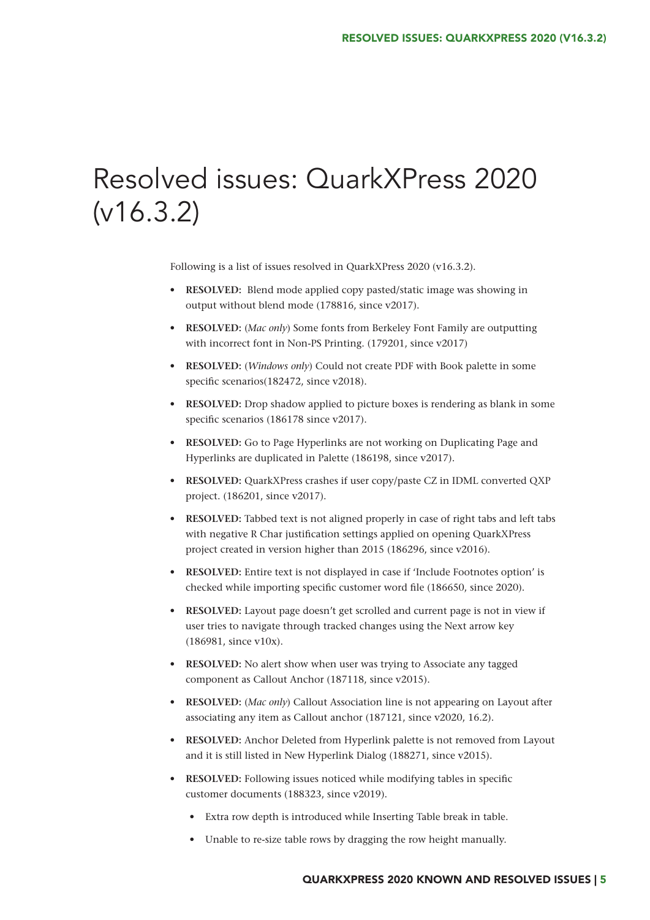# Resolved issues: QuarkXPress 2020 (v16.3.2)

Following is a list of issues resolved in QuarkXPress 2020 (v16.3.2).

- **RESOLVED:** Blend mode applied copy pasted/static image was showing in output without blend mode (178816, since v2017).
- **RESOLVED:** (*Mac only*) Some fonts from Berkeley Font Family are outputting with incorrect font in Non-PS Printing. (179201, since v2017)
- **RESOLVED:** (*Windows only*) Could not create PDF with Book palette in some specific scenarios(182472, since v2018).
- **RESOLVED:** Drop shadow applied to picture boxes is rendering as blank in some specific scenarios (186178 since v2017).
- **RESOLVED:** Go to Page Hyperlinks are not working on Duplicating Page and Hyperlinks are duplicated in Palette (186198, since v2017).
- **RESOLVED:** QuarkXPress crashes if user copy/paste CZ in IDML converted QXP project. (186201, since v2017).
- **RESOLVED:** Tabbed text is not aligned properly in case of right tabs and left tabs with negative R Char justification settings applied on opening QuarkXPress project created in version higher than 2015 (186296, since v2016).
- **RESOLVED:** Entire text is not displayed in case if 'Include Footnotes option' is checked while importing specific customer word file (186650, since 2020).
- **RESOLVED:** Layout page doesn't get scrolled and current page is not in view if user tries to navigate through tracked changes using the Next arrow key (186981, since v10x).
- **RESOLVED:** No alert show when user was trying to Associate any tagged component as Callout Anchor (187118, since v2015).
- **RESOLVED:** (*Mac only*) Callout Association line is not appearing on Layout after associating any item as Callout anchor (187121, since v2020, 16.2).
- **RESOLVED:** Anchor Deleted from Hyperlink palette is not removed from Layout and it is still listed in New Hyperlink Dialog (188271, since v2015).
- **RESOLVED:** Following issues noticed while modifying tables in specific customer documents (188323, since v2019).
  - Extra row depth is introduced while Inserting Table break in table.
  - Unable to re-size table rows by dragging the row height manually.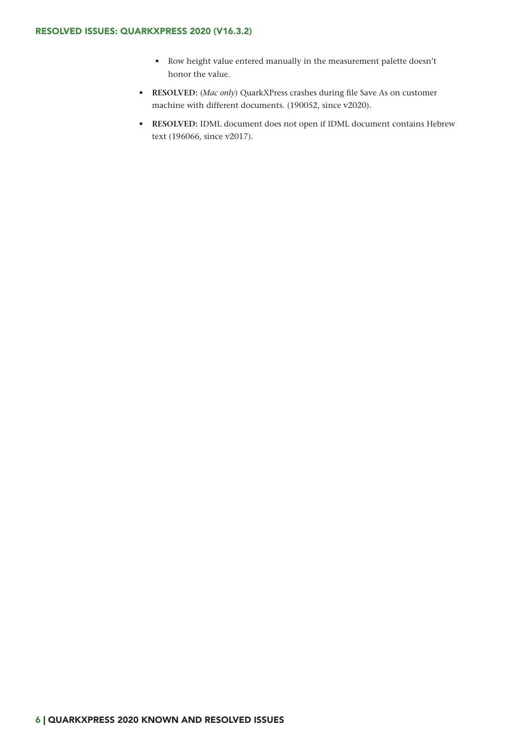- Row height value entered manually in the measurement palette doesn't honor the value.

- **RESOLVED:** (*Mac only*) QuarkXPress crashes during file Save As on customer machine with different documents. (190052, since v2020).
- **RESOLVED:** IDML document does not open if IDML document contains Hebrew text (196066, since v2017).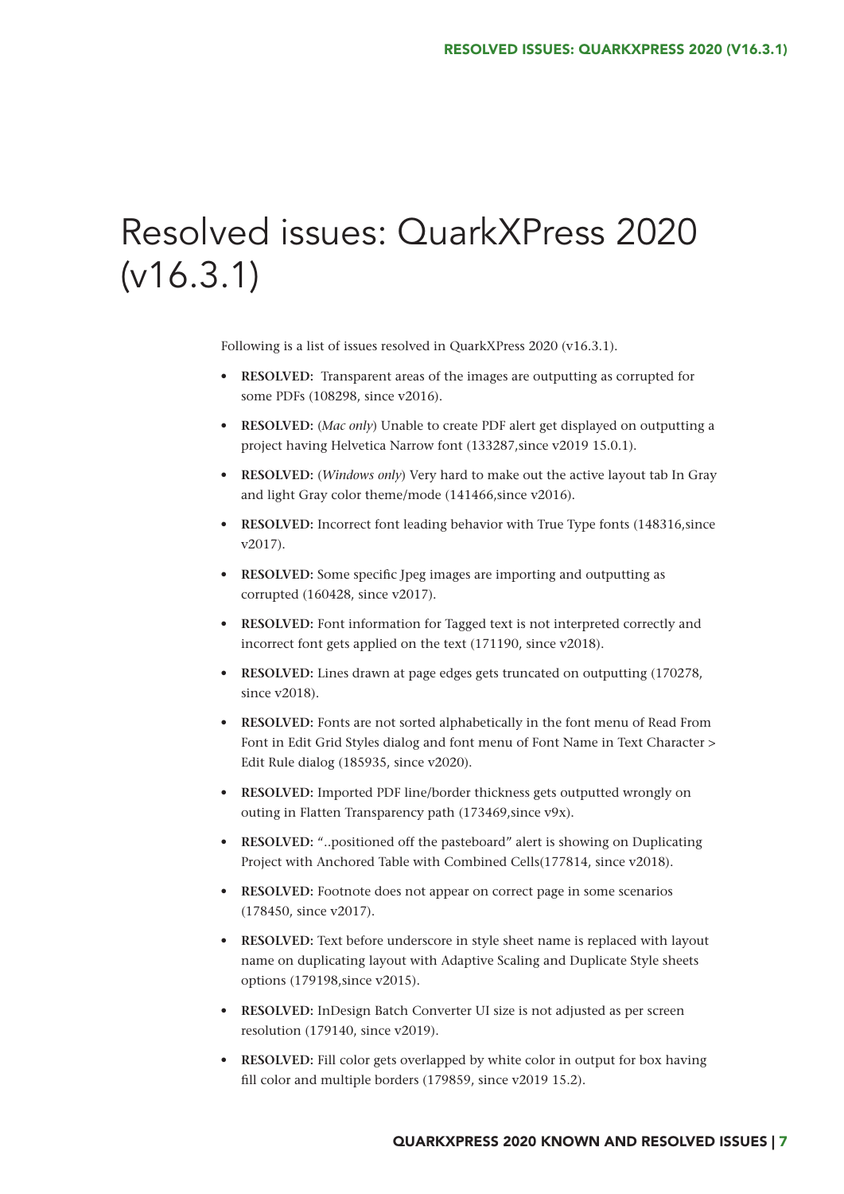# Resolved issues: QuarkXPress 2020 (v16.3.1)

Following is a list of issues resolved in QuarkXPress 2020 (v16.3.1).

- **RESOLVED:** Transparent areas of the images are outputting as corrupted for some PDFs (108298, since v2016).
- **RESOLVED:** (*Mac only*) Unable to create PDF alert get displayed on outputting a project having Helvetica Narrow font (133287,since v2019 15.0.1).
- **RESOLVED:** (*Windows only*) Very hard to make out the active layout tab In Gray and light Gray color theme/mode (141466,since v2016).
- **RESOLVED:** Incorrect font leading behavior with True Type fonts (148316,since v2017).
- **RESOLVED:** Some specific Jpeg images are importing and outputting as corrupted (160428, since v2017).
- **RESOLVED:** Font information for Tagged text is not interpreted correctly and incorrect font gets applied on the text (171190, since v2018).
- **RESOLVED:** Lines drawn at page edges gets truncated on outputting (170278, since v2018).
- **RESOLVED:** Fonts are not sorted alphabetically in the font menu of Read From Font in Edit Grid Styles dialog and font menu of Font Name in Text Character > Edit Rule dialog (185935, since v2020).
- **RESOLVED:** Imported PDF line/border thickness gets outputted wrongly on outing in Flatten Transparency path (173469,since v9x).
- **RESOLVED:** "..positioned off the pasteboard" alert is showing on Duplicating Project with Anchored Table with Combined Cells(177814, since v2018).
- **RESOLVED:** Footnote does not appear on correct page in some scenarios (178450, since v2017).
- **RESOLVED:** Text before underscore in style sheet name is replaced with layout name on duplicating layout with Adaptive Scaling and Duplicate Style sheets options (179198,since v2015).
- **RESOLVED:** InDesign Batch Converter UI size is not adjusted as per screen resolution (179140, since v2019).
- **RESOLVED:** Fill color gets overlapped by white color in output for box having fill color and multiple borders (179859, since v2019 15.2).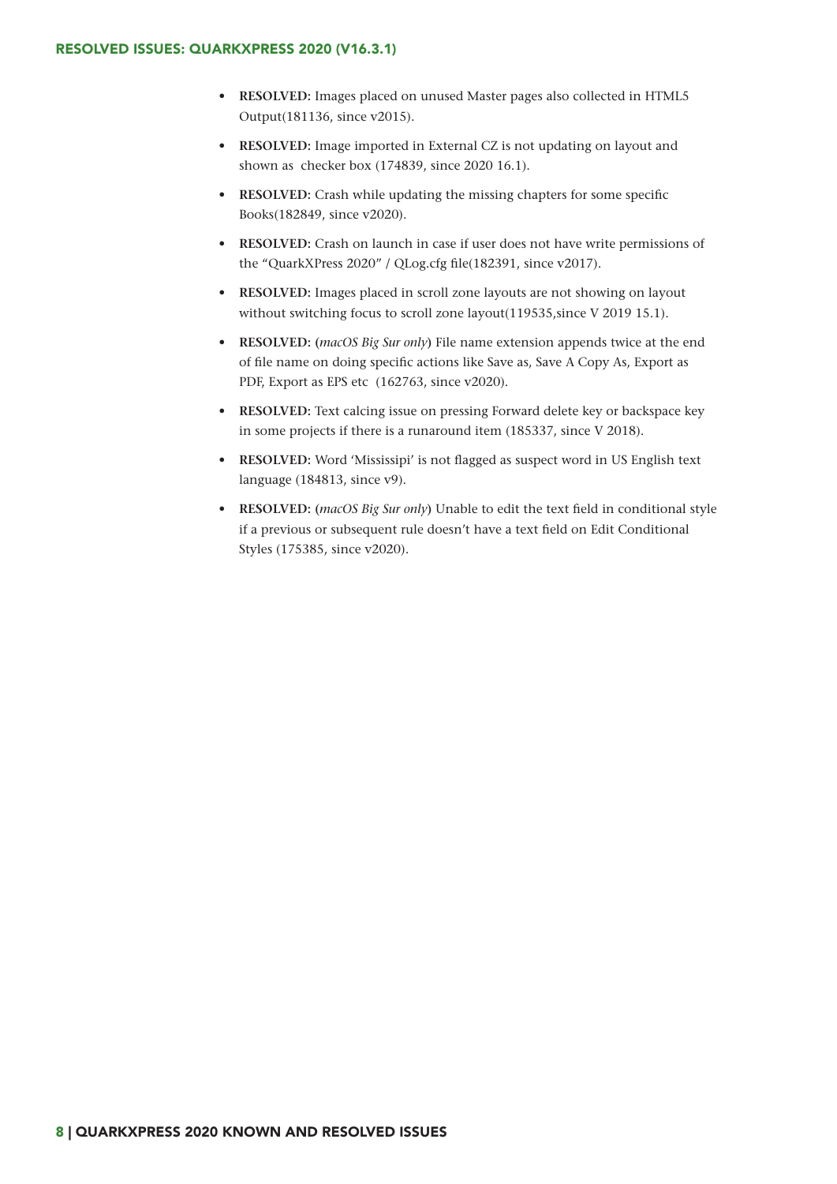- **RESOLVED:** Images placed on unused Master pages also collected in HTML5 Output(181136, since v2015).
- **RESOLVED:** Image imported in External CZ is not updating on layout and shown as checker box (174839, since 2020 16.1).
- **RESOLVED:** Crash while updating the missing chapters for some specific Books(182849, since v2020).
- **RESOLVED:** Crash on launch in case if user does not have write permissions of the "QuarkXPress 2020" / QLog.cfg file(182391, since v2017).
- **RESOLVED:** Images placed in scroll zone layouts are not showing on layout without switching focus to scroll zone layout(119535,since V 2019 15.1).
- **RESOLVED: (***macOS Big Sur only***)** File name extension appends twice at the end of file name on doing specific actions like Save as, Save A Copy As, Export as PDF, Export as EPS etc (162763, since v2020).
- **RESOLVED:** Text calcing issue on pressing Forward delete key or backspace key in some projects if there is a runaround item (185337, since V 2018).
- **RESOLVED:** Word 'Mississipi' is not flagged as suspect word in US English text language (184813, since v9).
- **RESOLVED: (***macOS Big Sur only***)** Unable to edit the text field in conditional style if a previous or subsequent rule doesn't have a text field on Edit Conditional Styles (175385, since v2020).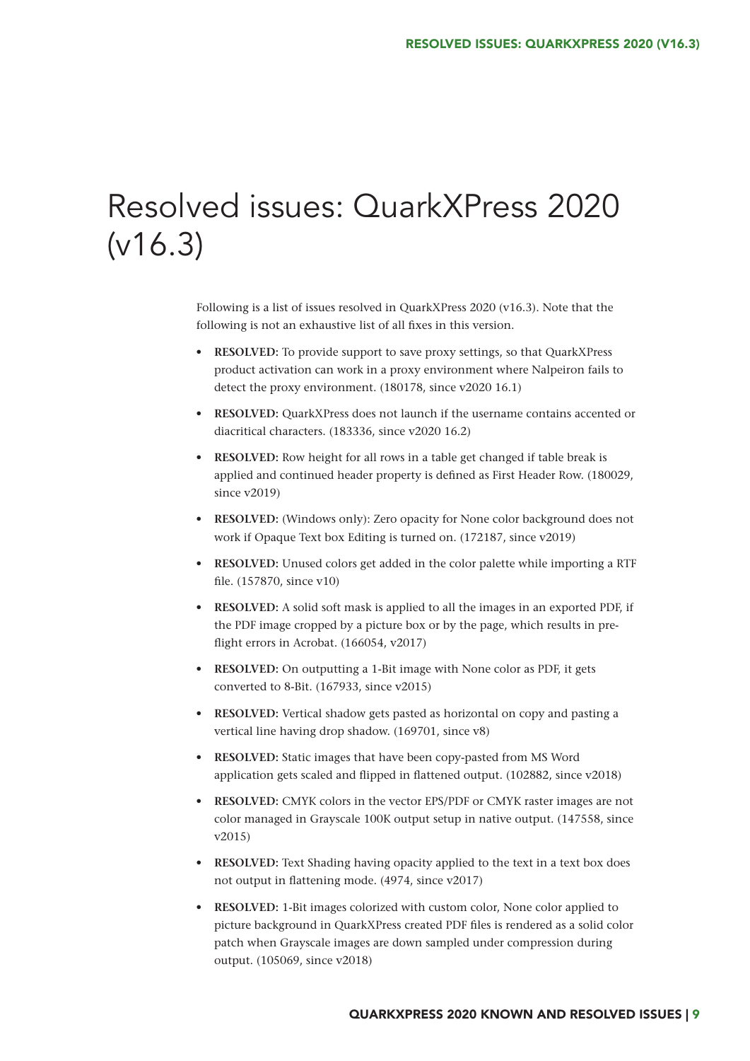# Resolved issues: QuarkXPress 2020 (v16.3)

Following is a list of issues resolved in QuarkXPress 2020 (v16.3). Note that the following is not an exhaustive list of all fixes in this version.

- **RESOLVED:** To provide support to save proxy settings, so that QuarkXPress product activation can work in a proxy environment where Nalpeiron fails to detect the proxy environment. (180178, since v2020 16.1)
- **RESOLVED:** QuarkXPress does not launch if the username contains accented or diacritical characters. (183336, since v2020 16.2)
- **RESOLVED:** Row height for all rows in a table get changed if table break is applied and continued header property is defined as First Header Row. (180029, since v2019)
- **RESOLVED:** (Windows only): Zero opacity for None color background does not work if Opaque Text box Editing is turned on. (172187, since v2019)
- **RESOLVED:** Unused colors get added in the color palette while importing a RTF file. (157870, since v10)
- **RESOLVED:** A solid soft mask is applied to all the images in an exported PDF, if the PDF image cropped by a picture box or by the page, which results in pre-flight errors in Acrobat. (166054, v2017)
- **RESOLVED:** On outputting a 1-Bit image with None color as PDF, it gets converted to 8-Bit. (167933, since v2015)
- **RESOLVED:** Vertical shadow gets pasted as horizontal on copy and pasting a vertical line having drop shadow. (169701, since v8)
- **RESOLVED:** Static images that have been copy-pasted from MS Word application gets scaled and flipped in flattened output. (102882, since v2018)
- **RESOLVED:** CMYK colors in the vector EPS/PDF or CMYK raster images are not color managed in Grayscale 100K output setup in native output. (147558, since v2015)
- **RESOLVED:** Text Shading having opacity applied to the text in a text box does not output in flattening mode. (4974, since v2017)
- **RESOLVED:** 1-Bit images colorized with custom color, None color applied to picture background in QuarkXPress created PDF files is rendered as a solid color patch when Grayscale images are down sampled under compression during output. (105069, since v2018)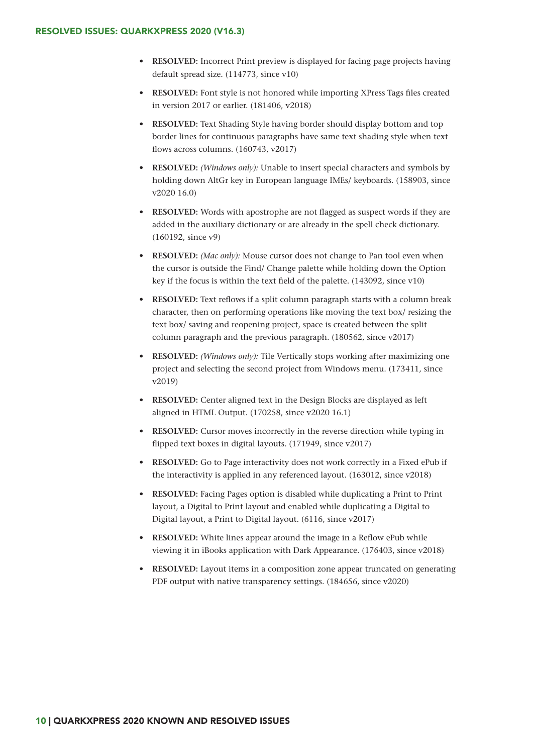- **RESOLVED:** Incorrect Print preview is displayed for facing page projects having default spread size. (114773, since v10)
- **RESOLVED:** Font style is not honored while importing XPress Tags files created in version 2017 or earlier. (181406, v2018)
- **RESOLVED:** Text Shading Style having border should display bottom and top border lines for continuous paragraphs have same text shading style when text flows across columns. (160743, v2017)
- **RESOLVED:** *(Windows only):* Unable to insert special characters and symbols by holding down AltGr key in European language IMEs/ keyboards. (158903, since v2020 16.0)
- **RESOLVED:** Words with apostrophe are not flagged as suspect words if they are added in the auxiliary dictionary or are already in the spell check dictionary. (160192, since v9)
- **RESOLVED:** *(Mac only):* Mouse cursor does not change to Pan tool even when the cursor is outside the Find/ Change palette while holding down the Option key if the focus is within the text field of the palette. (143092, since v10)
- **RESOLVED:** Text reflows if a split column paragraph starts with a column break character, then on performing operations like moving the text box/ resizing the text box/ saving and reopening project, space is created between the split column paragraph and the previous paragraph. (180562, since v2017)
- **RESOLVED:** *(Windows only):* Tile Vertically stops working after maximizing one project and selecting the second project from Windows menu. (173411, since v2019)
- **RESOLVED:** Center aligned text in the Design Blocks are displayed as left aligned in HTML Output. (170258, since v2020 16.1)
- **RESOLVED:** Cursor moves incorrectly in the reverse direction while typing in flipped text boxes in digital layouts. (171949, since v2017)
- **RESOLVED:** Go to Page interactivity does not work correctly in a Fixed ePub if the interactivity is applied in any referenced layout. (163012, since v2018)
- **RESOLVED:** Facing Pages option is disabled while duplicating a Print to Print layout, a Digital to Print layout and enabled while duplicating a Digital to Digital layout, a Print to Digital layout. (6116, since v2017)
- **RESOLVED:** White lines appear around the image in a Reflow ePub while viewing it in iBooks application with Dark Appearance. (176403, since v2018)
- **RESOLVED:** Layout items in a composition zone appear truncated on generating PDF output with native transparency settings. (184656, since v2020)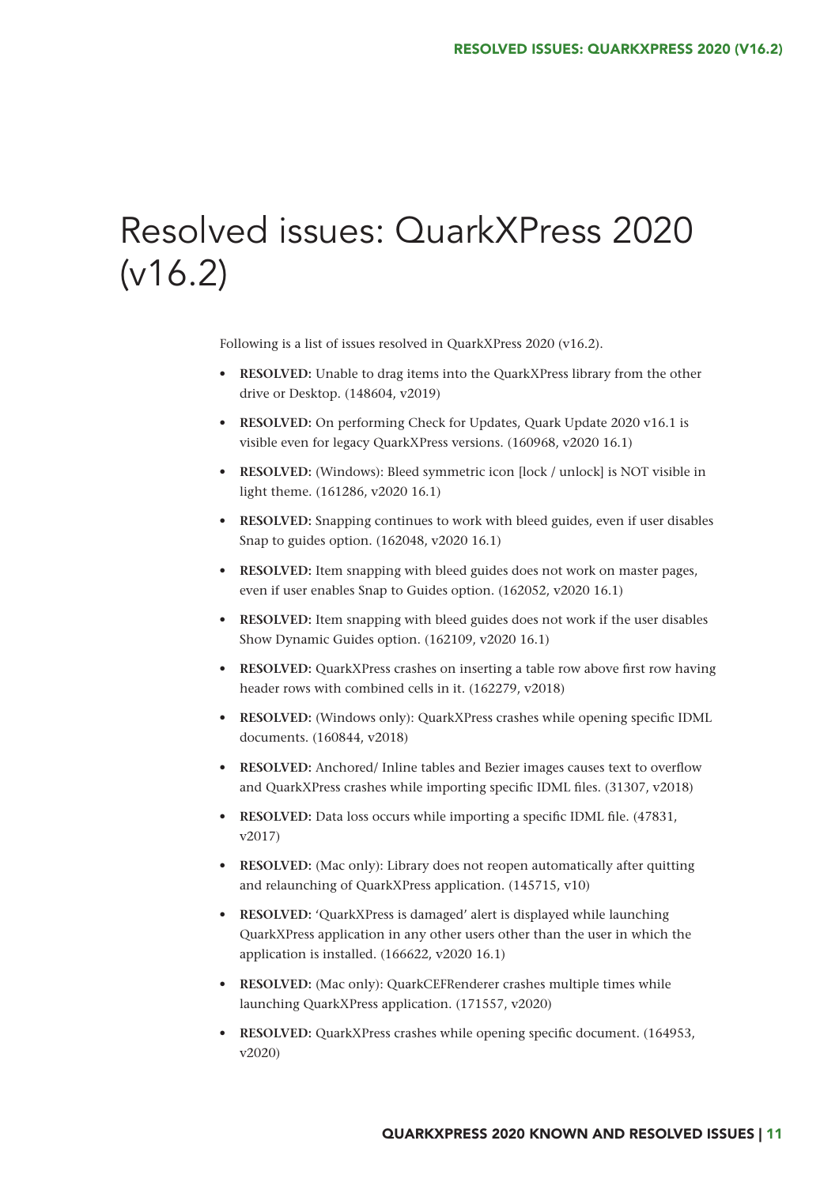# Resolved issues: QuarkXPress 2020 (v16.2)

Following is a list of issues resolved in QuarkXPress 2020 (v16.2).

- **RESOLVED:** Unable to drag items into the QuarkXPress library from the other drive or Desktop. (148604, v2019)
- **RESOLVED:** On performing Check for Updates, Quark Update 2020 v16.1 is visible even for legacy QuarkXPress versions. (160968, v2020 16.1)
- **RESOLVED:** (Windows): Bleed symmetric icon [lock / unlock] is NOT visible in light theme. (161286, v2020 16.1)
- **RESOLVED:** Snapping continues to work with bleed guides, even if user disables Snap to guides option. (162048, v2020 16.1)
- **RESOLVED:** Item snapping with bleed guides does not work on master pages, even if user enables Snap to Guides option. (162052, v2020 16.1)
- **RESOLVED:** Item snapping with bleed guides does not work if the user disables Show Dynamic Guides option. (162109, v2020 16.1)
- **RESOLVED:** QuarkXPress crashes on inserting a table row above first row having header rows with combined cells in it. (162279, v2018)
- **RESOLVED:** (Windows only): QuarkXPress crashes while opening specific IDML documents. (160844, v2018)
- **RESOLVED:** Anchored/ Inline tables and Bezier images causes text to overflow and QuarkXPress crashes while importing specific IDML files. (31307, v2018)
- **RESOLVED:** Data loss occurs while importing a specific IDML file. (47831, v2017)
- **RESOLVED:** (Mac only): Library does not reopen automatically after quitting and relaunching of QuarkXPress application. (145715, v10)
- **RESOLVED:** 'QuarkXPress is damaged' alert is displayed while launching QuarkXPress application in any other users other than the user in which the application is installed. (166622, v2020 16.1)
- **RESOLVED:** (Mac only): QuarkCEFRenderer crashes multiple times while launching QuarkXPress application. (171557, v2020)
- **RESOLVED:** QuarkXPress crashes while opening specific document. (164953, v2020)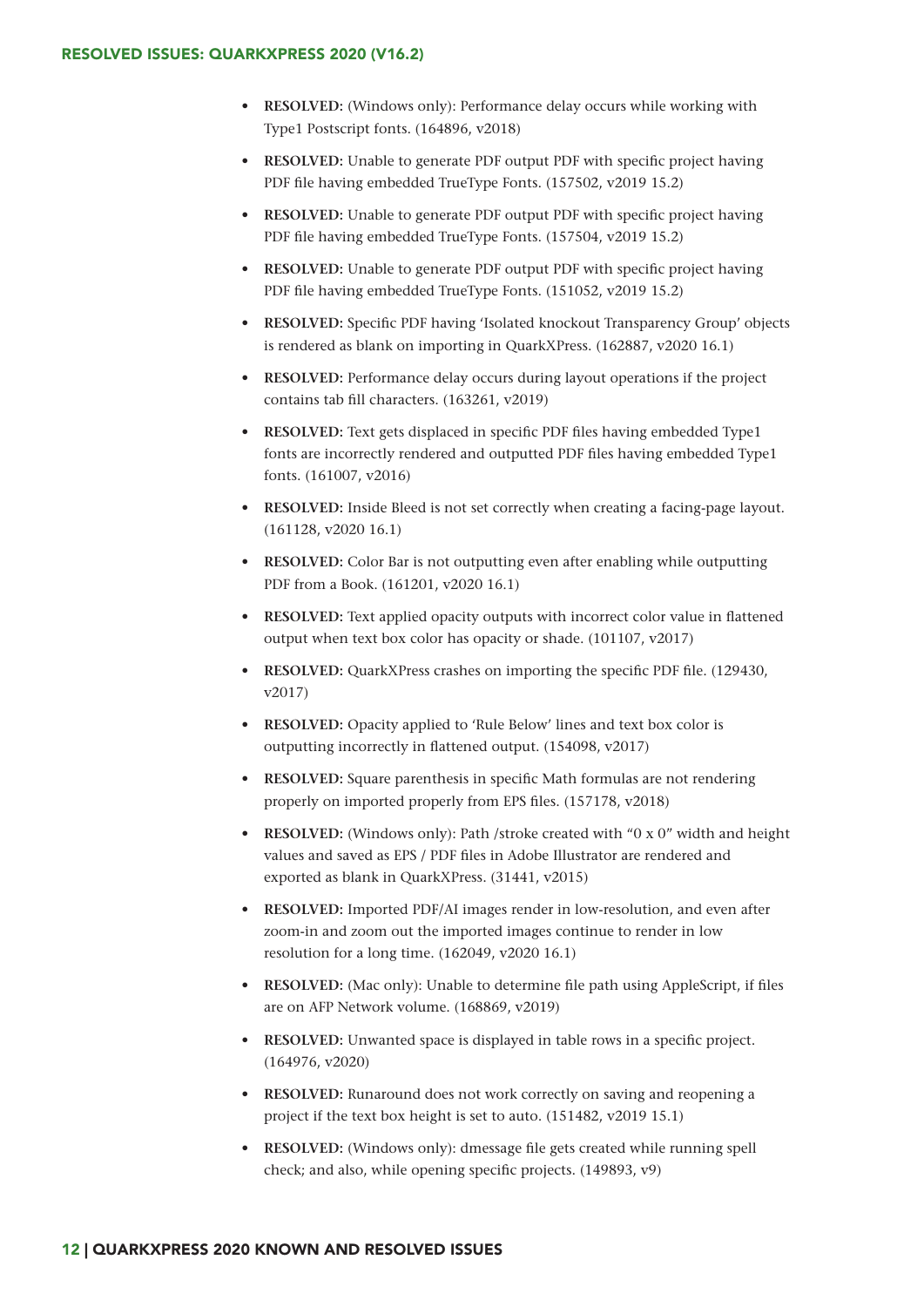- **RESOLVED:** (Windows only): Performance delay occurs while working with Type1 Postscript fonts. (164896, v2018)
- **RESOLVED:** Unable to generate PDF output PDF with specific project having PDF file having embedded TrueType Fonts. (157502, v2019 15.2)
- **RESOLVED:** Unable to generate PDF output PDF with specific project having PDF file having embedded TrueType Fonts. (157504, v2019 15.2)
- **RESOLVED:** Unable to generate PDF output PDF with specific project having PDF file having embedded TrueType Fonts. (151052, v2019 15.2)
- **RESOLVED:** Specific PDF having 'Isolated knockout Transparency Group' objects is rendered as blank on importing in QuarkXPress. (162887, v2020 16.1)
- **RESOLVED:** Performance delay occurs during layout operations if the project contains tab fill characters. (163261, v2019)
- **RESOLVED:** Text gets displaced in specific PDF files having embedded Type1 fonts are incorrectly rendered and outputted PDF files having embedded Type1 fonts. (161007, v2016)
- **RESOLVED:** Inside Bleed is not set correctly when creating a facing-page layout. (161128, v2020 16.1)
- **RESOLVED:** Color Bar is not outputting even after enabling while outputting PDF from a Book. (161201, v2020 16.1)
- **RESOLVED:** Text applied opacity outputs with incorrect color value in flattened output when text box color has opacity or shade. (101107, v2017)
- **RESOLVED:** QuarkXPress crashes on importing the specific PDF file. (129430, v2017)
- **RESOLVED:** Opacity applied to 'Rule Below' lines and text box color is outputting incorrectly in flattened output. (154098, v2017)
- **RESOLVED:** Square parenthesis in specific Math formulas are not rendering properly on imported properly from EPS files. (157178, v2018)
- **RESOLVED:** (Windows only): Path /stroke created with "0 x 0" width and height values and saved as EPS / PDF files in Adobe Illustrator are rendered and exported as blank in QuarkXPress. (31441, v2015)
- **RESOLVED:** Imported PDF/AI images render in low-resolution, and even after zoom-in and zoom out the imported images continue to render in low resolution for a long time. (162049, v2020 16.1)
- **RESOLVED:** (Mac only): Unable to determine file path using AppleScript, if files are on AFP Network volume. (168869, v2019)
- **RESOLVED:** Unwanted space is displayed in table rows in a specific project. (164976, v2020)
- **RESOLVED:** Runaround does not work correctly on saving and reopening a project if the text box height is set to auto. (151482, v2019 15.1)
- **RESOLVED:** (Windows only): dmessage file gets created while running spell check; and also, while opening specific projects. (149893, v9)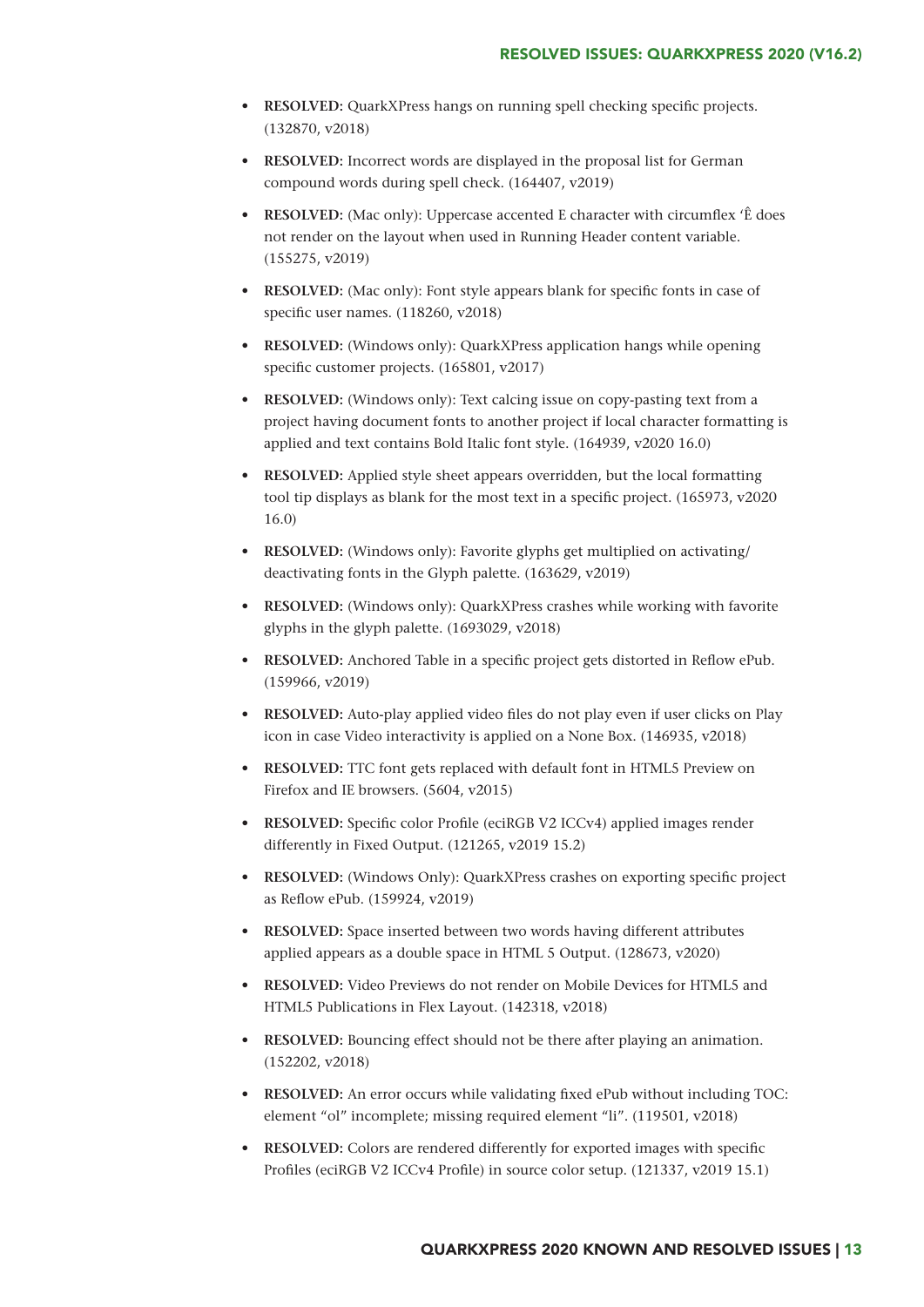- **RESOLVED:** QuarkXPress hangs on running spell checking specific projects. (132870, v2018)
- **RESOLVED:** Incorrect words are displayed in the proposal list for German compound words during spell check. (164407, v2019)
- **RESOLVED:** (Mac only): Uppercase accented E character with circumflex ‘Ê does not render on the layout when used in Running Header content variable. (155275, v2019)
- **RESOLVED:** (Mac only): Font style appears blank for specific fonts in case of specific user names. (118260, v2018)
- **RESOLVED:** (Windows only): QuarkXPress application hangs while opening specific customer projects. (165801, v2017)
- **RESOLVED:** (Windows only): Text calcing issue on copy-pasting text from a project having document fonts to another project if local character formatting is applied and text contains Bold Italic font style. (164939, v2020 16.0)
- **RESOLVED:** Applied style sheet appears overridden, but the local formatting tool tip displays as blank for the most text in a specific project. (165973, v2020 16.0)
- **RESOLVED:** (Windows only): Favorite glyphs get multiplied on activating/ deactivating fonts in the Glyph palette. (163629, v2019)
- **RESOLVED:** (Windows only): QuarkXPress crashes while working with favorite glyphs in the glyph palette. (1693029, v2018)
- **RESOLVED:** Anchored Table in a specific project gets distorted in Reflow ePub. (159966, v2019)
- **RESOLVED:** Auto-play applied video files do not play even if user clicks on Play icon in case Video interactivity is applied on a None Box. (146935, v2018)
- **RESOLVED:** TTC font gets replaced with default font in HTML5 Preview on Firefox and IE browsers. (5604, v2015)
- **RESOLVED:** Specific color Profile (eciRGB V2 ICCv4) applied images render differently in Fixed Output. (121265, v2019 15.2)
- **RESOLVED:** (Windows Only): QuarkXPress crashes on exporting specific project as Reflow ePub. (159924, v2019)
- **RESOLVED:** Space inserted between two words having different attributes applied appears as a double space in HTML 5 Output. (128673, v2020)
- **RESOLVED:** Video Previews do not render on Mobile Devices for HTML5 and HTML5 Publications in Flex Layout. (142318, v2018)
- **RESOLVED:** Bouncing effect should not be there after playing an animation. (152202, v2018)
- **RESOLVED:** An error occurs while validating fixed ePub without including TOC: element “ol” incomplete; missing required element “li”. (119501, v2018)
- **RESOLVED:** Colors are rendered differently for exported images with specific Profiles (eciRGB V2 ICCv4 Profile) in source color setup. (121337, v2019 15.1)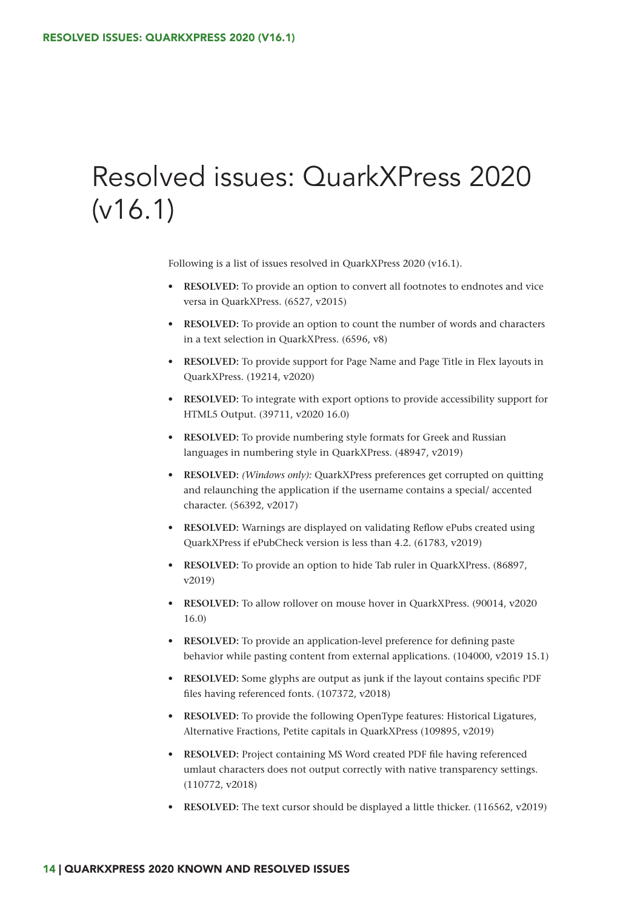# Resolved issues: QuarkXPress 2020 (v16.1)

Following is a list of issues resolved in QuarkXPress 2020 (v16.1).

- **RESOLVED:** To provide an option to convert all footnotes to endnotes and vice versa in QuarkXPress. (6527, v2015)
- **RESOLVED:** To provide an option to count the number of words and characters in a text selection in QuarkXPress. (6596, v8)
- **RESOLVED:** To provide support for Page Name and Page Title in Flex layouts in QuarkXPress. (19214, v2020)
- **RESOLVED:** To integrate with export options to provide accessibility support for HTML5 Output. (39711, v2020 16.0)
- **RESOLVED:** To provide numbering style formats for Greek and Russian languages in numbering style in QuarkXPress. (48947, v2019)
- **RESOLVED:** *(Windows only):* QuarkXPress preferences get corrupted on quitting and relaunching the application if the username contains a special/ accented character. (56392, v2017)
- **RESOLVED:** Warnings are displayed on validating Reflow ePubs created using QuarkXPress if ePubCheck version is less than 4.2. (61783, v2019)
- **RESOLVED:** To provide an option to hide Tab ruler in QuarkXPress. (86897, v2019)
- **RESOLVED:** To allow rollover on mouse hover in QuarkXPress. (90014, v2020 16.0)
- **RESOLVED:** To provide an application-level preference for defining paste behavior while pasting content from external applications. (104000, v2019 15.1)
- **RESOLVED:** Some glyphs are output as junk if the layout contains specific PDF files having referenced fonts. (107372, v2018)
- **RESOLVED:** To provide the following OpenType features: Historical Ligatures, Alternative Fractions, Petite capitals in QuarkXPress (109895, v2019)
- **RESOLVED:** Project containing MS Word created PDF file having referenced umlaut characters does not output correctly with native transparency settings. (110772, v2018)
- **RESOLVED:** The text cursor should be displayed a little thicker. (116562, v2019)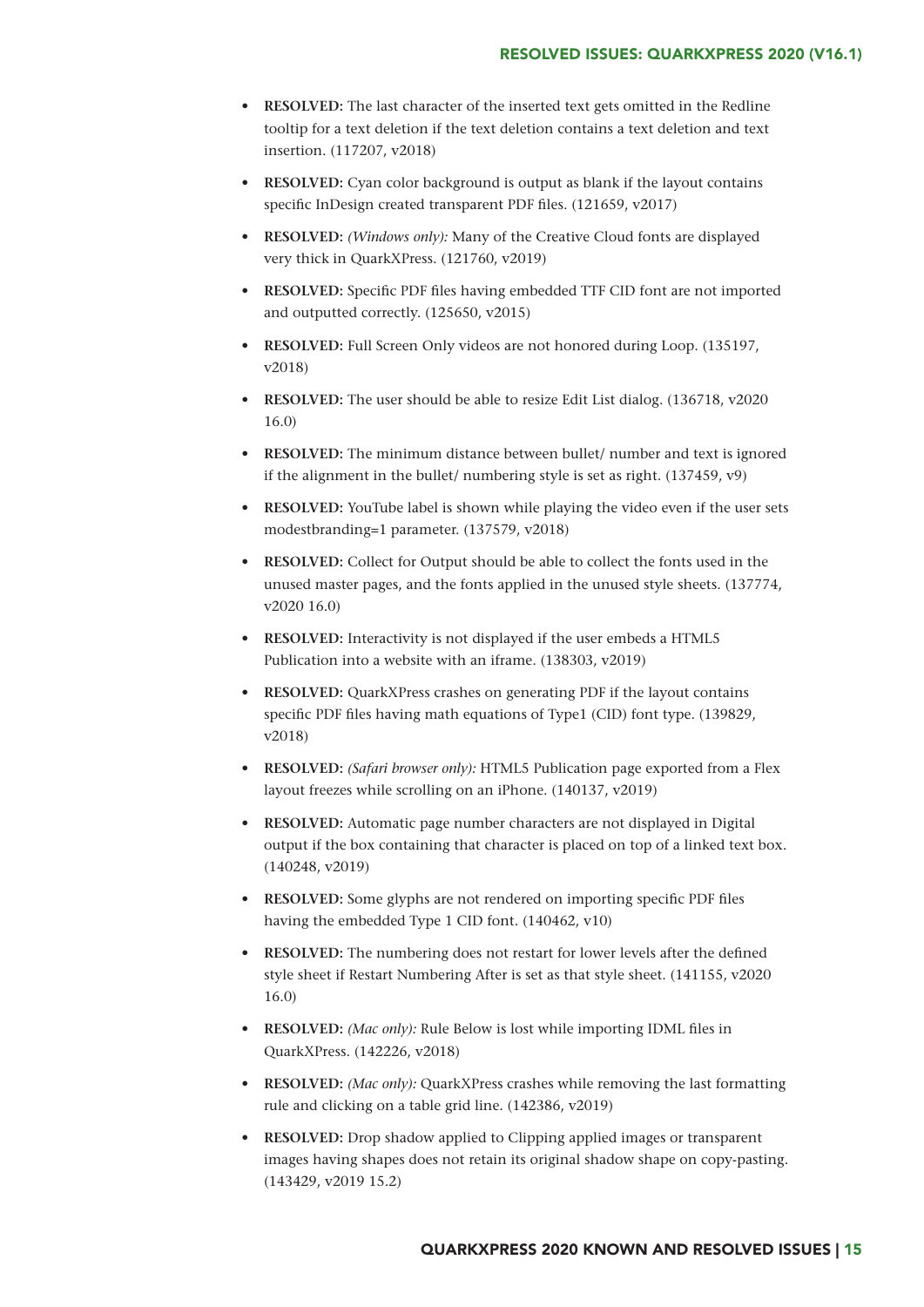- **RESOLVED:** The last character of the inserted text gets omitted in the Redline tooltip for a text deletion if the text deletion contains a text deletion and text insertion. (117207, v2018)
- **RESOLVED:** Cyan color background is output as blank if the layout contains specific InDesign created transparent PDF files. (121659, v2017)
- **RESOLVED:** *(Windows only):* Many of the Creative Cloud fonts are displayed very thick in QuarkXPress. (121760, v2019)
- **RESOLVED:** Specific PDF files having embedded TTF CID font are not imported and outputted correctly. (125650, v2015)
- **RESOLVED:** Full Screen Only videos are not honored during Loop. (135197, v2018)
- **RESOLVED:** The user should be able to resize Edit List dialog. (136718, v2020 16.0)
- **RESOLVED:** The minimum distance between bullet/ number and text is ignored if the alignment in the bullet/ numbering style is set as right. (137459, v9)
- **RESOLVED:** YouTube label is shown while playing the video even if the user sets modestbranding=1 parameter. (137579, v2018)
- **RESOLVED:** Collect for Output should be able to collect the fonts used in the unused master pages, and the fonts applied in the unused style sheets. (137774, v2020 16.0)
- **RESOLVED:** Interactivity is not displayed if the user embeds a HTML5 Publication into a website with an iframe. (138303, v2019)
- **RESOLVED:** QuarkXPress crashes on generating PDF if the layout contains specific PDF files having math equations of Type1 (CID) font type. (139829, v2018)
- **RESOLVED:** *(Safari browser only):* HTML5 Publication page exported from a Flex layout freezes while scrolling on an iPhone. (140137, v2019)
- **RESOLVED:** Automatic page number characters are not displayed in Digital output if the box containing that character is placed on top of a linked text box. (140248, v2019)
- **RESOLVED:** Some glyphs are not rendered on importing specific PDF files having the embedded Type 1 CID font. (140462, v10)
- **RESOLVED:** The numbering does not restart for lower levels after the defined style sheet if Restart Numbering After is set as that style sheet. (141155, v2020 16.0)
- **RESOLVED:** *(Mac only):* Rule Below is lost while importing IDML files in QuarkXPress. (142226, v2018)
- **RESOLVED:** *(Mac only):* QuarkXPress crashes while removing the last formatting rule and clicking on a table grid line. (142386, v2019)
- **RESOLVED:** Drop shadow applied to Clipping applied images or transparent images having shapes does not retain its original shadow shape on copy-pasting. (143429, v2019 15.2)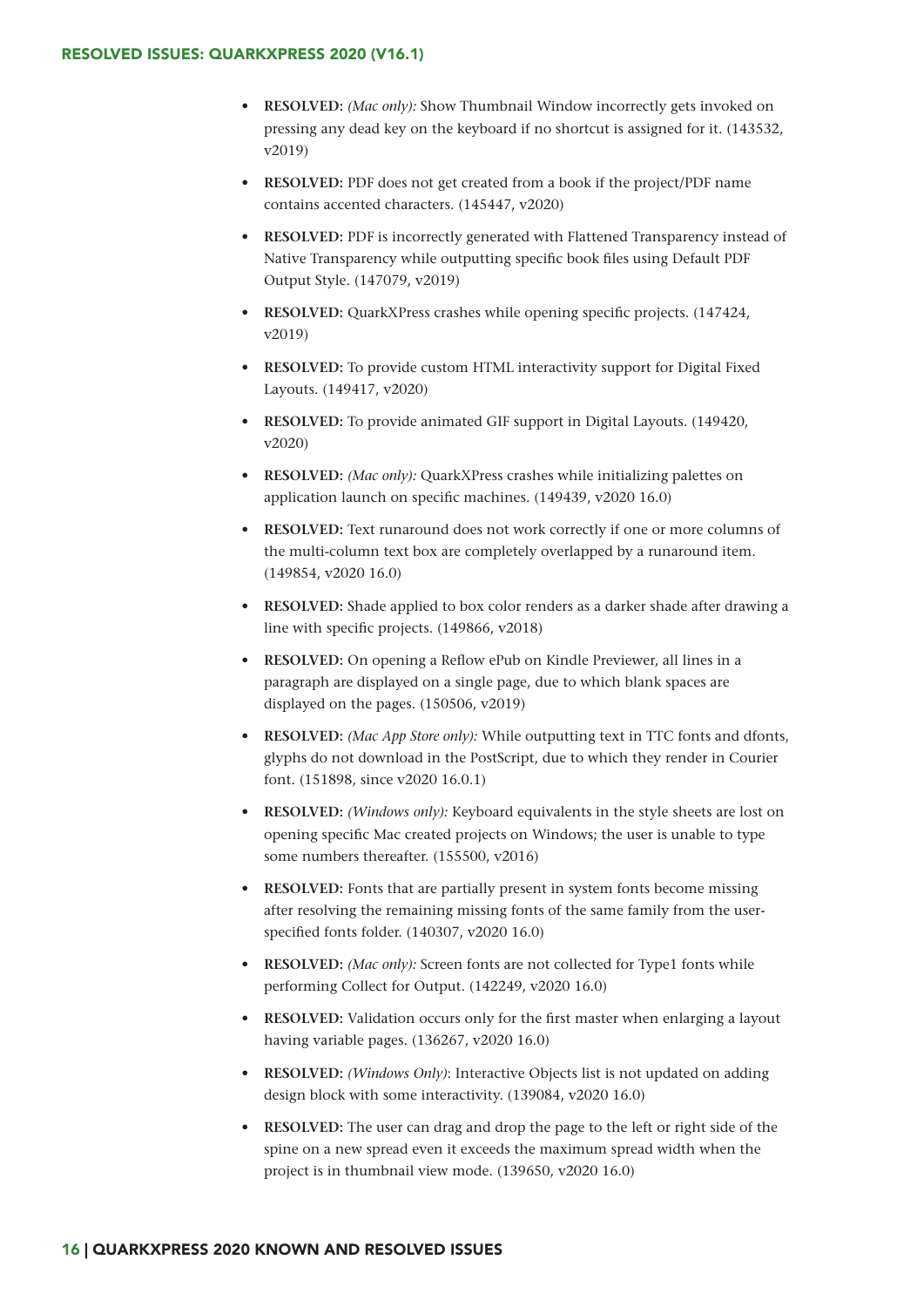- **RESOLVED:** *(Mac only):* Show Thumbnail Window incorrectly gets invoked on pressing any dead key on the keyboard if no shortcut is assigned for it. (143532, v2019)
- **RESOLVED:** PDF does not get created from a book if the project/PDF name contains accented characters. (145447, v2020)
- **RESOLVED:** PDF is incorrectly generated with Flattened Transparency instead of Native Transparency while outputting specific book files using Default PDF Output Style. (147079, v2019)
- **RESOLVED:** QuarkXPress crashes while opening specific projects. (147424, v2019)
- **RESOLVED:** To provide custom HTML interactivity support for Digital Fixed Layouts. (149417, v2020)
- **RESOLVED:** To provide animated GIF support in Digital Layouts. (149420, v2020)
- **RESOLVED:** *(Mac only):* QuarkXPress crashes while initializing palettes on application launch on specific machines. (149439, v2020 16.0)
- **RESOLVED:** Text runaround does not work correctly if one or more columns of the multi-column text box are completely overlapped by a runaround item. (149854, v2020 16.0)
- **RESOLVED:** Shade applied to box color renders as a darker shade after drawing a line with specific projects. (149866, v2018)
- **RESOLVED:** On opening a Reflow ePub on Kindle Previewer, all lines in a paragraph are displayed on a single page, due to which blank spaces are displayed on the pages. (150506, v2019)
- **RESOLVED:** *(Mac App Store only):* While outputting text in TTC fonts and dfonts, glyphs do not download in the PostScript, due to which they render in Courier font. (151898, since v2020 16.0.1)
- **RESOLVED:** *(Windows only):* Keyboard equivalents in the style sheets are lost on opening specific Mac created projects on Windows; the user is unable to type some numbers thereafter. (155500, v2016)
- **RESOLVED:** Fonts that are partially present in system fonts become missing after resolving the remaining missing fonts of the same family from the user-specified fonts folder. (140307, v2020 16.0)
- **RESOLVED:** *(Mac only):* Screen fonts are not collected for Type1 fonts while performing Collect for Output. (142249, v2020 16.0)
- **RESOLVED:** Validation occurs only for the first master when enlarging a layout having variable pages. (136267, v2020 16.0)
- **RESOLVED:** *(Windows Only)*: Interactive Objects list is not updated on adding design block with some interactivity. (139084, v2020 16.0)
- **RESOLVED:** The user can drag and drop the page to the left or right side of the spine on a new spread even it exceeds the maximum spread width when the project is in thumbnail view mode. (139650, v2020 16.0)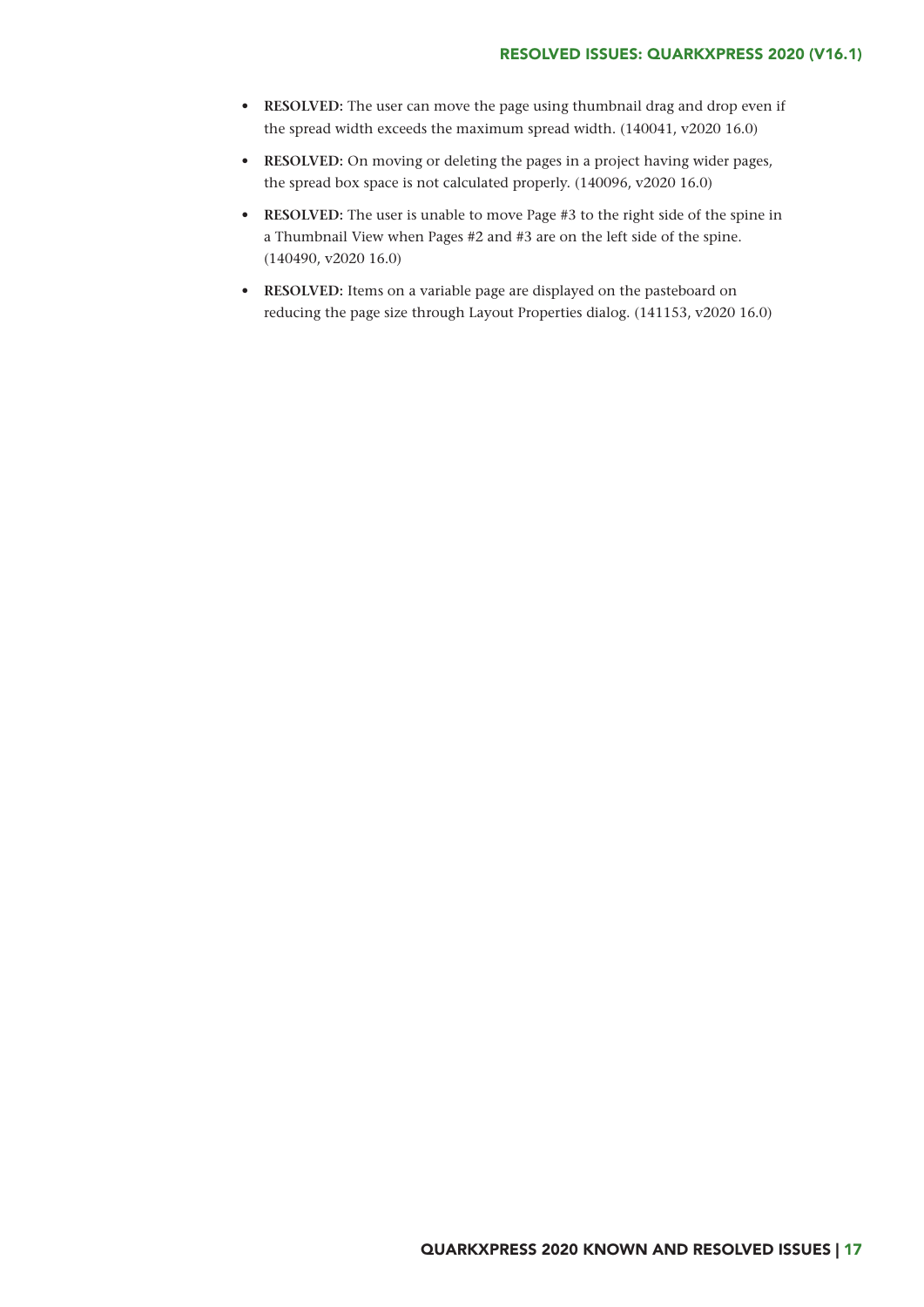- **RESOLVED:** The user can move the page using thumbnail drag and drop even if the spread width exceeds the maximum spread width. (140041, v2020 16.0)
- **RESOLVED:** On moving or deleting the pages in a project having wider pages, the spread box space is not calculated properly. (140096, v2020 16.0)
- **RESOLVED:** The user is unable to move Page #3 to the right side of the spine in a Thumbnail View when Pages #2 and #3 are on the left side of the spine. (140490, v2020 16.0)
- **RESOLVED:** Items on a variable page are displayed on the pasteboard on reducing the page size through Layout Properties dialog. (141153, v2020 16.0)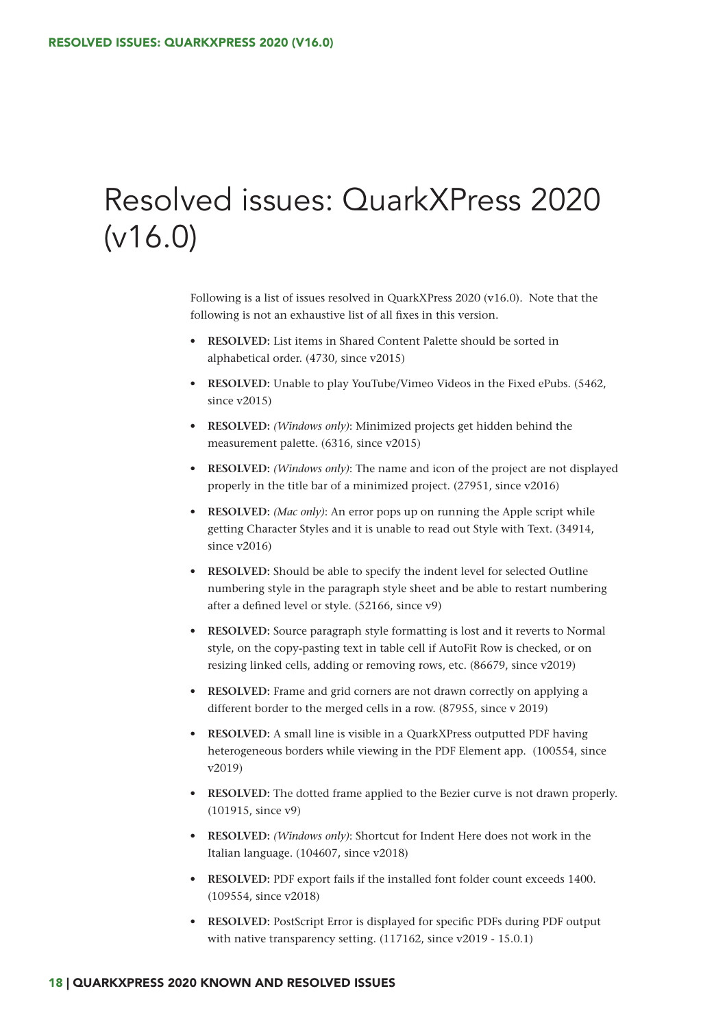# Resolved issues: QuarkXPress 2020 (v16.0)

Following is a list of issues resolved in QuarkXPress 2020 (v16.0). Note that the following is not an exhaustive list of all fixes in this version.

- **RESOLVED:** List items in Shared Content Palette should be sorted in alphabetical order. (4730, since v2015)
- **RESOLVED:** Unable to play YouTube/Vimeo Videos in the Fixed ePubs. (5462, since v2015)
- **RESOLVED:** *(Windows only)*: Minimized projects get hidden behind the measurement palette. (6316, since v2015)
- **RESOLVED:** *(Windows only)*: The name and icon of the project are not displayed properly in the title bar of a minimized project. (27951, since v2016)
- **RESOLVED:** *(Mac only)*: An error pops up on running the Apple script while getting Character Styles and it is unable to read out Style with Text. (34914, since v2016)
- **RESOLVED:** Should be able to specify the indent level for selected Outline numbering style in the paragraph style sheet and be able to restart numbering after a defined level or style. (52166, since v9)
- **RESOLVED:** Source paragraph style formatting is lost and it reverts to Normal style, on the copy-pasting text in table cell if AutoFit Row is checked, or on resizing linked cells, adding or removing rows, etc. (86679, since v2019)
- **RESOLVED:** Frame and grid corners are not drawn correctly on applying a different border to the merged cells in a row. (87955, since v 2019)
- **RESOLVED:** A small line is visible in a QuarkXPress outputted PDF having heterogeneous borders while viewing in the PDF Element app. (100554, since v2019)
- **RESOLVED:** The dotted frame applied to the Bezier curve is not drawn properly. (101915, since v9)
- **RESOLVED:** *(Windows only)*: Shortcut for Indent Here does not work in the Italian language. (104607, since v2018)
- **RESOLVED:** PDF export fails if the installed font folder count exceeds 1400. (109554, since v2018)
- **RESOLVED:** PostScript Error is displayed for specific PDFs during PDF output with native transparency setting. (117162, since v2019 - 15.0.1)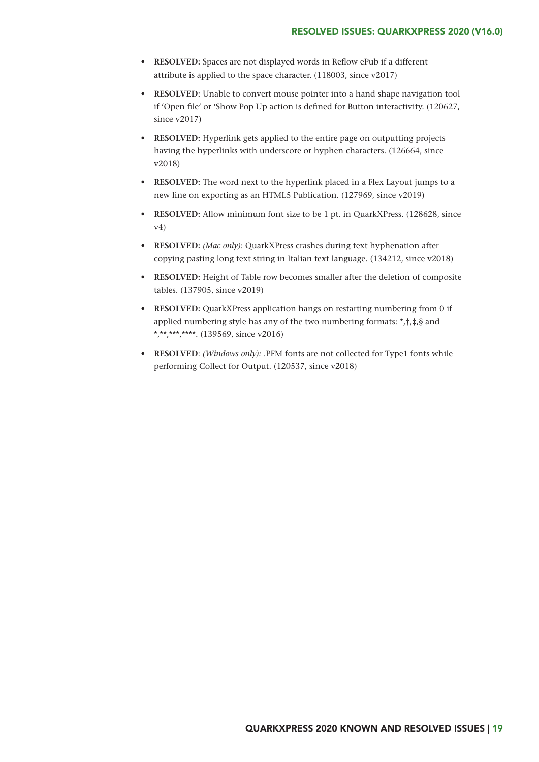- **RESOLVED:** Spaces are not displayed words in Reflow ePub if a different attribute is applied to the space character. (118003, since v2017)
- **RESOLVED:** Unable to convert mouse pointer into a hand shape navigation tool if 'Open file' or 'Show Pop Up action is defined for Button interactivity. (120627, since v2017)
- **RESOLVED:** Hyperlink gets applied to the entire page on outputting projects having the hyperlinks with underscore or hyphen characters. (126664, since v2018)
- **RESOLVED:** The word next to the hyperlink placed in a Flex Layout jumps to a new line on exporting as an HTML5 Publication. (127969, since v2019)
- **RESOLVED:** Allow minimum font size to be 1 pt. in QuarkXPress. (128628, since v4)
- **RESOLVED:** *(Mac only)*: QuarkXPress crashes during text hyphenation after copying pasting long text string in Italian text language. (134212, since v2018)
- **RESOLVED:** Height of Table row becomes smaller after the deletion of composite tables. (137905, since v2019)
- **RESOLVED:** QuarkXPress application hangs on restarting numbering from 0 if applied numbering style has any of the two numbering formats: *,†,‡,§ and *,**,***,****. (139569, since v2016)
- **RESOLVED**: *(Windows only):* .PFM fonts are not collected for Type1 fonts while performing Collect for Output. (120537, since v2018)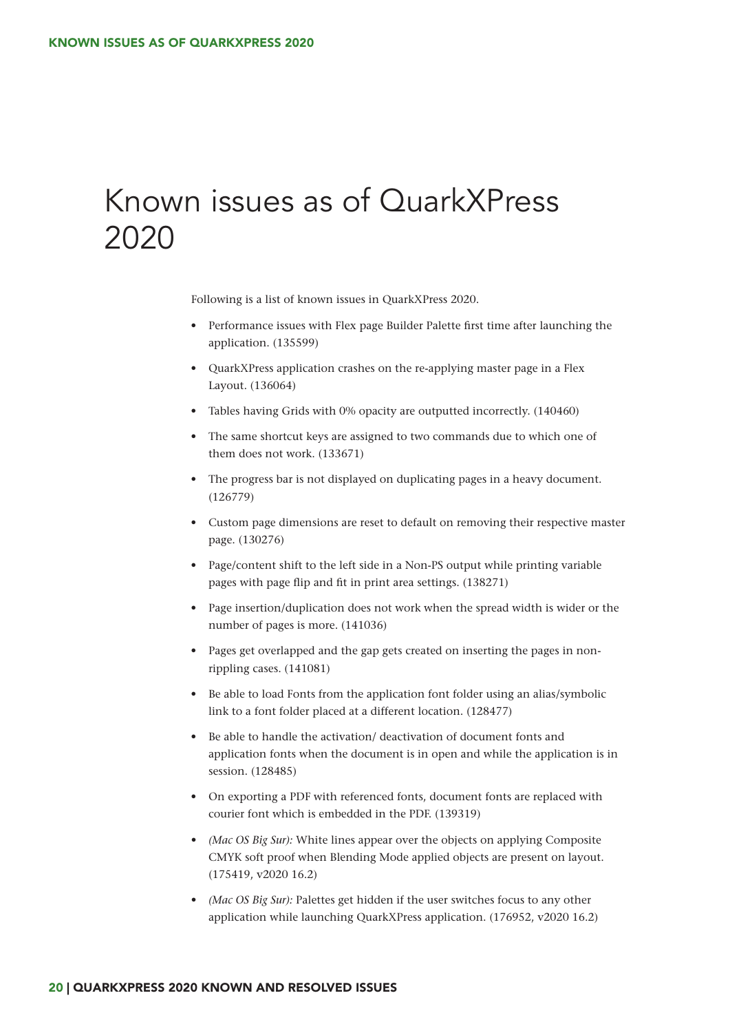# Known issues as of QuarkXPress 2020

Following is a list of known issues in QuarkXPress 2020.

- Performance issues with Flex page Builder Palette first time after launching the application. (135599)
- QuarkXPress application crashes on the re-applying master page in a Flex Layout. (136064)
- Tables having Grids with 0% opacity are outputted incorrectly. (140460)
- The same shortcut keys are assigned to two commands due to which one of them does not work. (133671)
- The progress bar is not displayed on duplicating pages in a heavy document. (126779)
- Custom page dimensions are reset to default on removing their respective master page. (130276)
- Page/content shift to the left side in a Non-PS output while printing variable pages with page flip and fit in print area settings. (138271)
- Page insertion/duplication does not work when the spread width is wider or the number of pages is more. (141036)
- Pages get overlapped and the gap gets created on inserting the pages in non-rippling cases. (141081)
- Be able to load Fonts from the application font folder using an alias/symbolic link to a font folder placed at a different location. (128477)
- Be able to handle the activation/ deactivation of document fonts and application fonts when the document is in open and while the application is in session. (128485)
- On exporting a PDF with referenced fonts, document fonts are replaced with courier font which is embedded in the PDF. (139319)
- *(Mac OS Big Sur):* White lines appear over the objects on applying Composite CMYK soft proof when Blending Mode applied objects are present on layout. (175419, v2020 16.2)
- *(Mac OS Big Sur):* Palettes get hidden if the user switches focus to any other application while launching QuarkXPress application. (176952, v2020 16.2)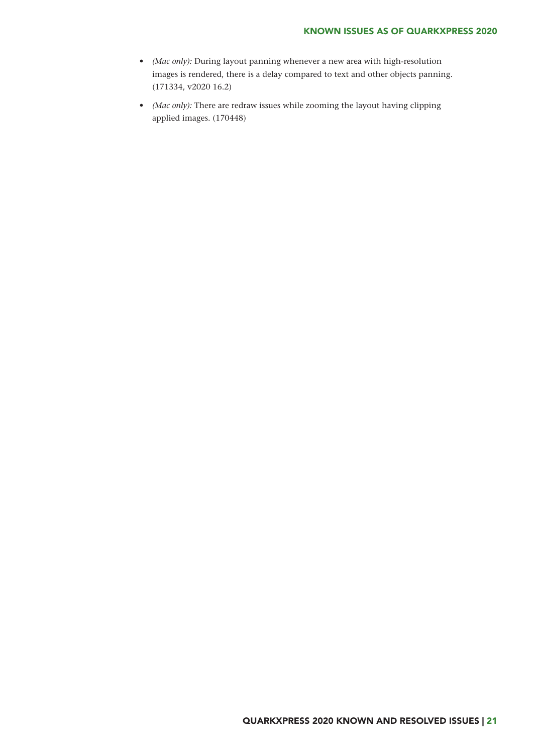- *(Mac only):* During layout panning whenever a new area with high-resolution images is rendered, there is a delay compared to text and other objects panning. (171334, v2020 16.2)
- *(Mac only):* There are redraw issues while zooming the layout having clipping applied images. (170448)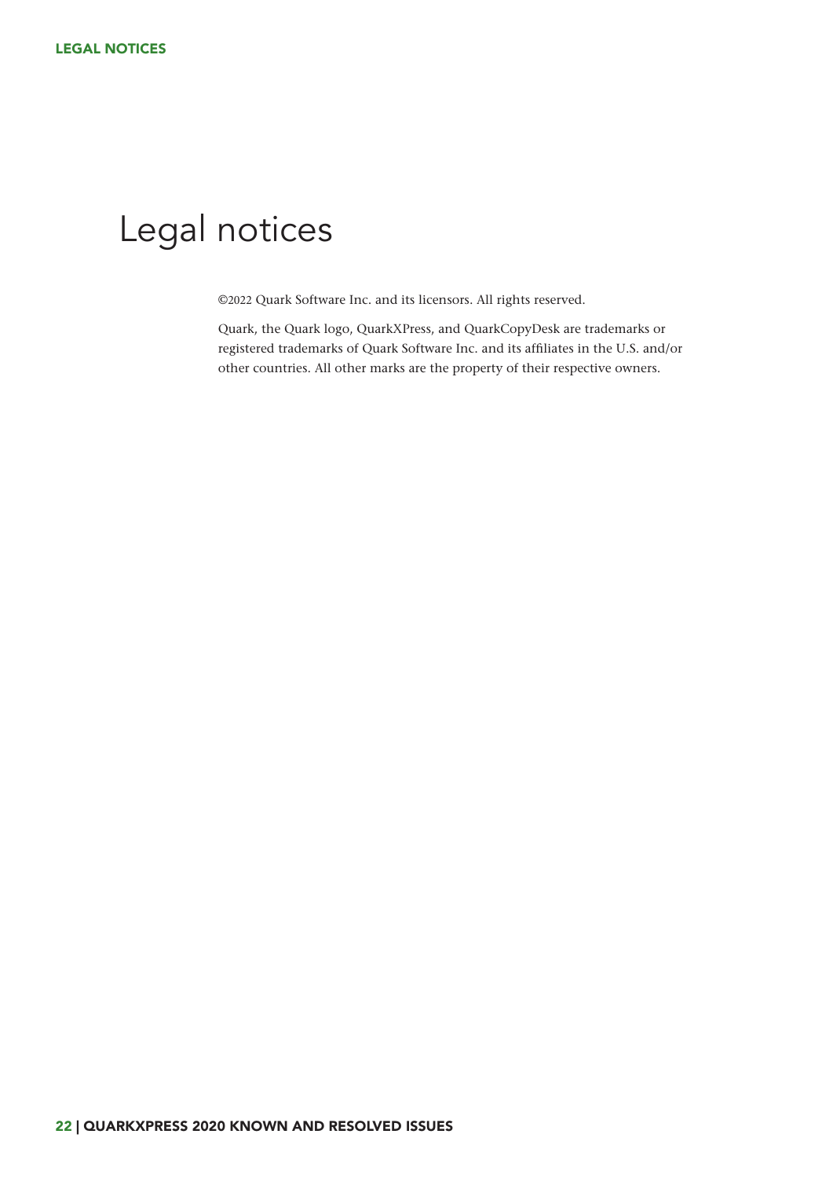# Legal notices

©2022 Quark Software Inc. and its licensors. All rights reserved.

Quark, the Quark logo, QuarkXPress, and QuarkCopyDesk are trademarks or registered trademarks of Quark Software Inc. and its affiliates in the U.S. and/or other countries. All other marks are the property of their respective owners.